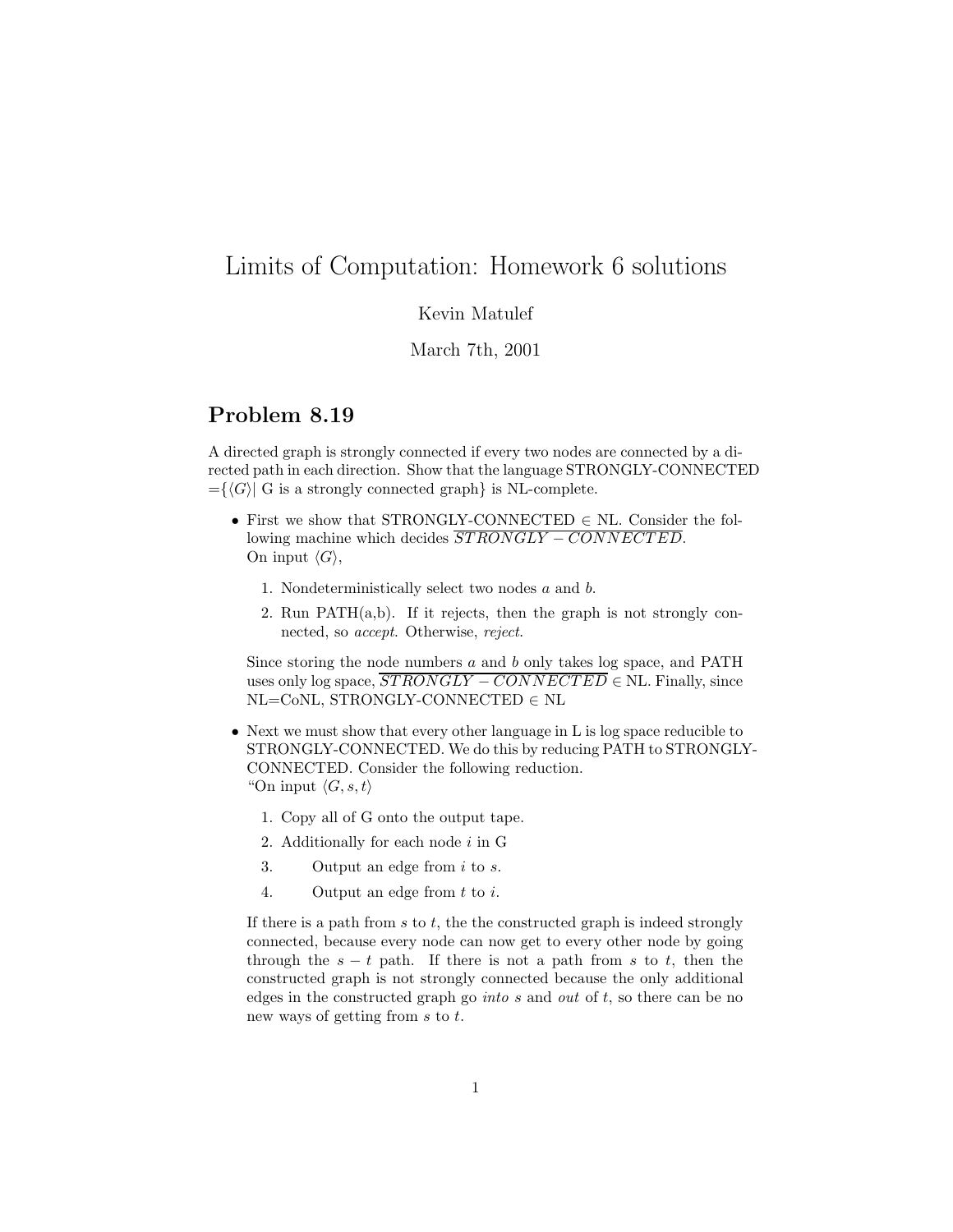# Limits of Computation: Homework 6 solutions

Kevin Matulef

March 7th, 2001

## Problem 8.19

A directed graph is strongly connected if every two nodes are connected by a directed path in each direction. Show that the language STRONGLY-CONNECTED $=\{\langle G \rangle |$ G is a strongly connected graph$\}$ is NL-complete.

- First we show that STRONGLY-CONNECTED $\in$ NL. Consider the following machine which decides $\overline{STRONGLY-CONNECTED}$.
  On input $\langle G \rangle$,

  1. Nondeterministically select two nodes $a$ and $b$.
  2. Run PATH(a,b). If it rejects, then the graph is not strongly connected, so *accept*. Otherwise, *reject*.

  Since storing the node numbers $a$ and $b$ only takes log space, and PATH uses only log space, $\overline{STRONGLY-CONNECTED} \in$ NL. Finally, since NL=CoNL, STRONGLY-CONNECTED $\in$ NL

- Next we must show that every other language in L is log space reducible to STRONGLY-CONNECTED. We do this by reducing PATH to STRONGLY-CONNECTED. Consider the following reduction.
  "On input $\langle G, s, t \rangle$

  1. Copy all of G onto the output tape.
  2. Additionally for each node $i$ in G
  3. Output an edge from $i$ to $s$.
  4. Output an edge from $t$ to $i$.

  If there is a path from $s$ to $t$, the the constructed graph is indeed strongly connected, because every node can now get to every other node by going through the $s - t$ path. If there is not a path from $s$ to $t$, then the constructed graph is not strongly connected because the only additional edges in the constructed graph go *into* $s$ and *out* of $t$, so there can be no new ways of getting from $s$ to $t$.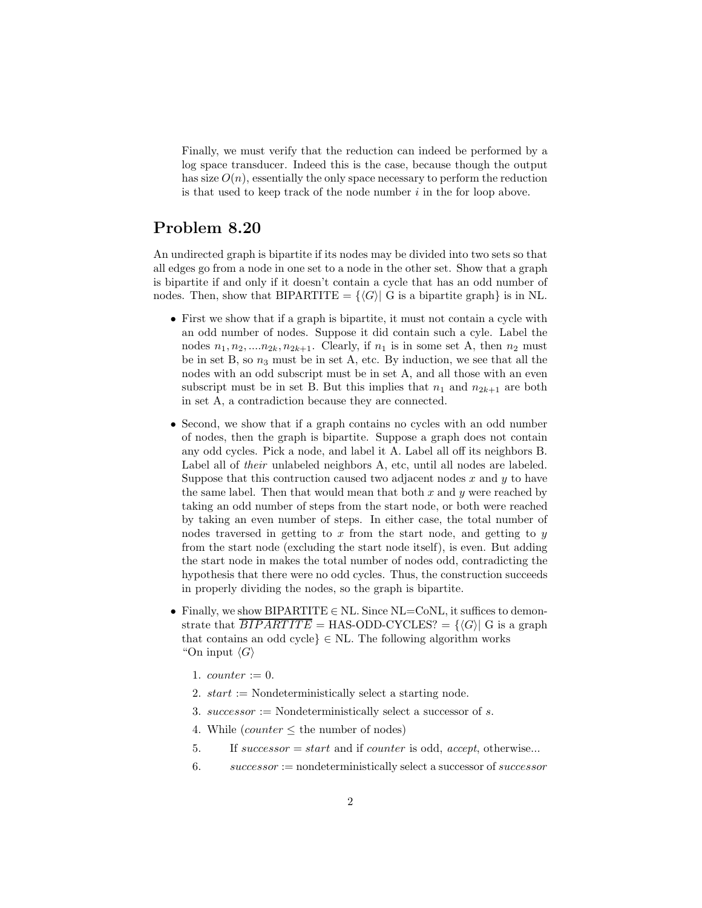Finally, we must verify that the reduction can indeed be performed by a log space transducer. Indeed this is the case, because though the output has size $O(n)$, essentially the only space necessary to perform the reduction is that used to keep track of the node number $i$ in the for loop above.

## Problem 8.20

An undirected graph is bipartite if its nodes may be divided into two sets so that all edges go from a node in one set to a node in the other set. Show that a graph is bipartite if and only if it doesn't contain a cycle that has an odd number of nodes. Then, show that BIPARTITE = $\{\langle G\rangle |$ G is a bipartite graph$\}$ is in NL.

- First we show that if a graph is bipartite, it must not contain a cycle with an odd number of nodes. Suppose it did contain such a cyle. Label the nodes $n_1, n_2, ....n_{2k}, n_{2k+1}$. Clearly, if $n_1$ is in some set A, then $n_2$ must be in set B, so $n_3$ must be in set A, etc. By induction, we see that all the nodes with an odd subscript must be in set A, and all those with an even subscript must be in set B. But this implies that $n_1$ and $n_{2k+1}$ are both in set A, a contradiction because they are connected.

- Second, we show that if a graph contains no cycles with an odd number of nodes, then the graph is bipartite. Suppose a graph does not contain any odd cycles. Pick a node, and label it A. Label all off its neighbors B. Label all of *their* unlabeled neighbors A, etc, until all nodes are labeled. Suppose that this contruction caused two adjacent nodes $x$ and $y$ to have the same label. Then that would mean that both $x$ and $y$ were reached by taking an odd number of steps from the start node, or both were reached by taking an even number of steps. In either case, the total number of nodes traversed in getting to $x$ from the start node, and getting to $y$ from the start node (excluding the start node itself), is even. But adding the start node in makes the total number of nodes odd, contradicting the hypothesis that there were no odd cycles. Thus, the construction succeeds in properly dividing the nodes, so the graph is bipartite.

- Finally, we show BIPARTITE $\in$ NL. Since NL=CoNL, it suffices to demonstrate that $\overline{BIPARTITE}$ = HAS-ODD-CYCLES? = $\{\langle G\rangle |$ G is a graph that contains an odd cycle$\} \in$ NL. The following algorithm works
  "On input $\langle G\rangle$

  1. *counter* := 0.
  2. *start* := Nondeterministically select a starting node.
  3. *successor* := Nondeterministically select a successor of $s$.
  4. While (*counter* $\leq$ the number of nodes)
  5. If *successor* = *start* and if *counter* is odd, *accept*, otherwise...
  6. *successor* := nondeterministically select a successor of *successor*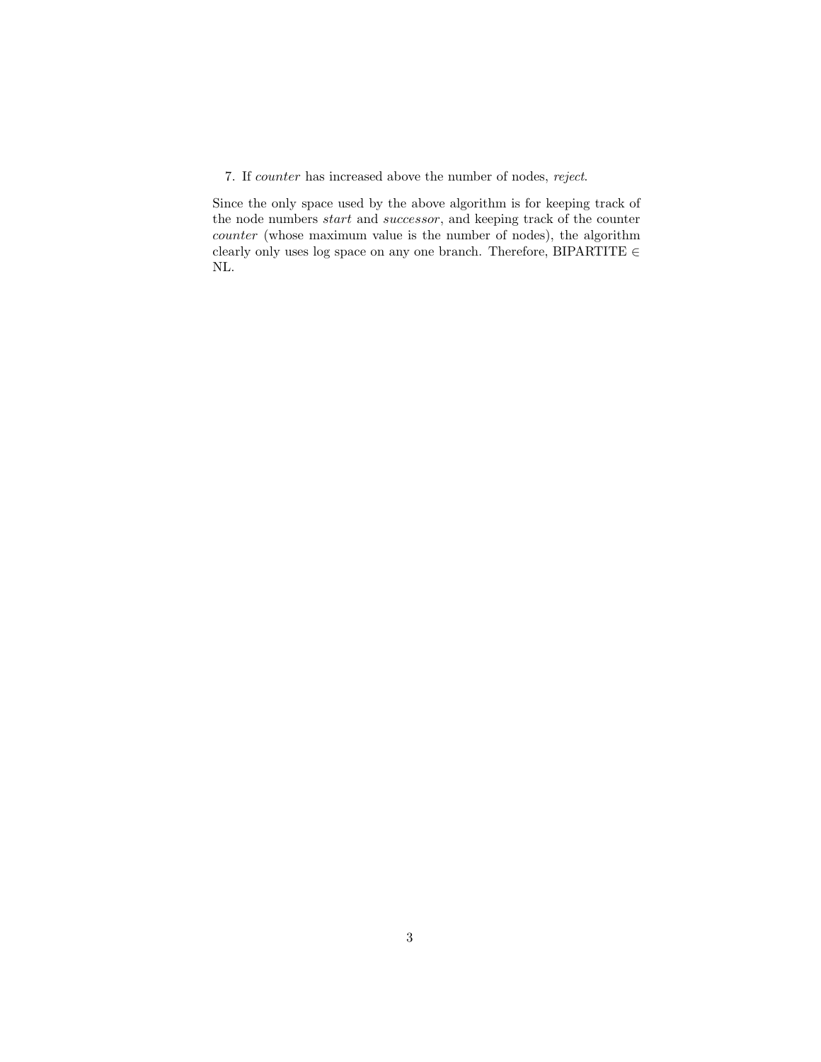7. If *counter* has increased above the number of nodes, *reject*.

Since the only space used by the above algorithm is for keeping track of the node numbers *start* and *successor*, and keeping track of the counter *counter* (whose maximum value is the number of nodes), the algorithm clearly only uses log space on any one branch. Therefore, BIPARTITE $\in$ NL.